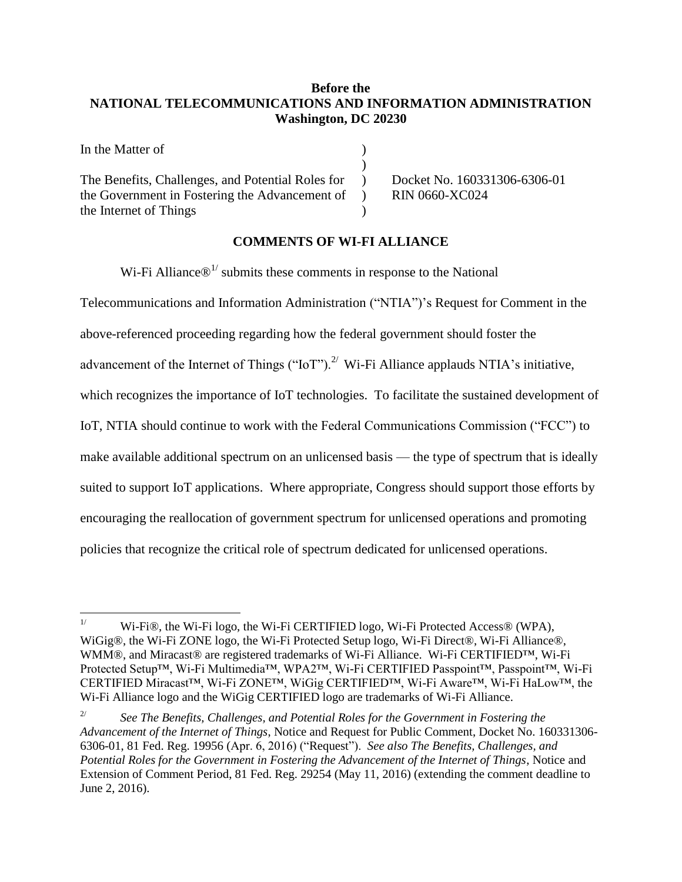**Before the**
**NATIONAL TELECOMMUNICATIONS AND INFORMATION ADMINISTRATION**
**Washington, DC 20230**

| | | |
|---|---|---|
| In the Matter of | ) | |
| | ) | |
| The Benefits, Challenges, and Potential Roles for the Government in Fostering the Advancement of the Internet of Things | ) ) ) | Docket No. 160331306-6306-01 RIN 0660-XC024 |

## COMMENTS OF WI-FI ALLIANCE

Wi-Fi Alliance®[1/] submits these comments in response to the National Telecommunications and Information Administration ("NTIA")'s Request for Comment in the above-referenced proceeding regarding how the federal government should foster the advancement of the Internet of Things ("IoT").[2/] Wi-Fi Alliance applauds NTIA's initiative, which recognizes the importance of IoT technologies. To facilitate the sustained development of IoT, NTIA should continue to work with the Federal Communications Commission ("FCC") to make available additional spectrum on an unlicensed basis — the type of spectrum that is ideally suited to support IoT applications. Where appropriate, Congress should support those efforts by encouraging the reallocation of government spectrum for unlicensed operations and promoting policies that recognize the critical role of spectrum dedicated for unlicensed operations.

---

[1/] Wi-Fi®, the Wi-Fi logo, the Wi-Fi CERTIFIED logo, Wi-Fi Protected Access® (WPA), WiGig®, the Wi-Fi ZONE logo, the Wi-Fi Protected Setup logo, Wi-Fi Direct®, Wi-Fi Alliance®, WMM®, and Miracast® are registered trademarks of Wi-Fi Alliance. Wi-Fi CERTIFIED™, Wi-Fi Protected Setup™, Wi-Fi Multimedia™, WPA2™, Wi-Fi CERTIFIED Passpoint™, Passpoint™, Wi-Fi CERTIFIED Miracast™, Wi-Fi ZONE™, WiGig CERTIFIED™, Wi-Fi Aware™, Wi-Fi HaLow™, the Wi-Fi Alliance logo and the WiGig CERTIFIED logo are trademarks of Wi-Fi Alliance.

[2/] *See The Benefits, Challenges, and Potential Roles for the Government in Fostering the Advancement of the Internet of Things*, Notice and Request for Public Comment, Docket No. 160331306-6306-01, 81 Fed. Reg. 19956 (Apr. 6, 2016) ("Request"). *See also The Benefits, Challenges, and Potential Roles for the Government in Fostering the Advancement of the Internet of Things*, Notice and Extension of Comment Period, 81 Fed. Reg. 29254 (May 11, 2016) (extending the comment deadline to June 2, 2016).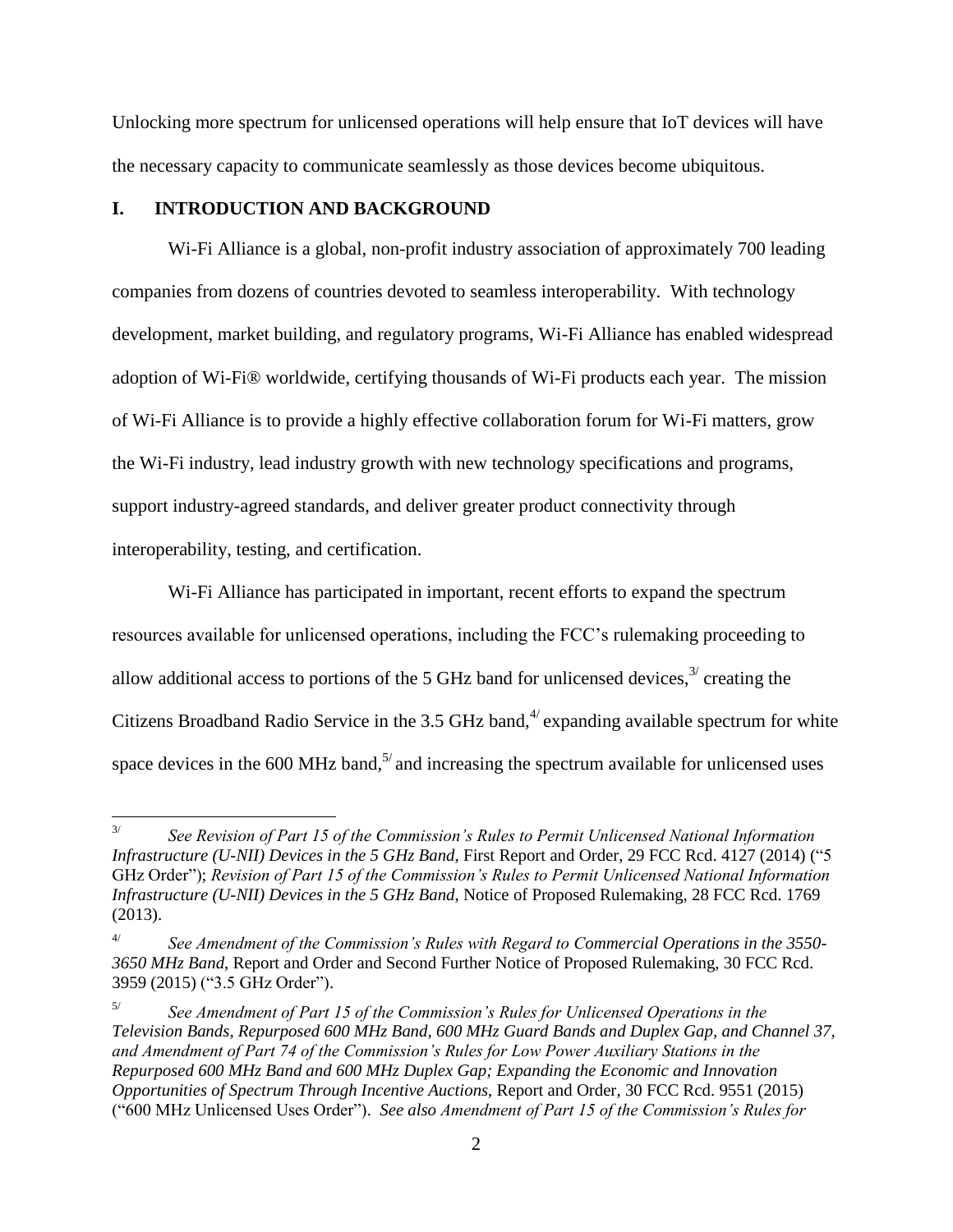Unlocking more spectrum for unlicensed operations will help ensure that IoT devices will have the necessary capacity to communicate seamlessly as those devices become ubiquitous.

## I. INTRODUCTION AND BACKGROUND

Wi-Fi Alliance is a global, non-profit industry association of approximately 700 leading companies from dozens of countries devoted to seamless interoperability. With technology development, market building, and regulatory programs, Wi-Fi Alliance has enabled widespread adoption of Wi-Fi® worldwide, certifying thousands of Wi-Fi products each year. The mission of Wi-Fi Alliance is to provide a highly effective collaboration forum for Wi-Fi matters, grow the Wi-Fi industry, lead industry growth with new technology specifications and programs, support industry-agreed standards, and deliver greater product connectivity through interoperability, testing, and certification.

Wi-Fi Alliance has participated in important, recent efforts to expand the spectrum resources available for unlicensed operations, including the FCC's rulemaking proceeding to allow additional access to portions of the 5 GHz band for unlicensed devices,[3/] creating the Citizens Broadband Radio Service in the 3.5 GHz band,[4/] expanding available spectrum for white space devices in the 600 MHz band,[5/] and increasing the spectrum available for unlicensed uses

---

[3/] *See Revision of Part 15 of the Commission's Rules to Permit Unlicensed National Information Infrastructure (U-NII) Devices in the 5 GHz Band*, First Report and Order, 29 FCC Rcd. 4127 (2014) ("5 GHz Order"); *Revision of Part 15 of the Commission's Rules to Permit Unlicensed National Information Infrastructure (U-NII) Devices in the 5 GHz Band*, Notice of Proposed Rulemaking, 28 FCC Rcd. 1769 (2013).

[4/] *See Amendment of the Commission's Rules with Regard to Commercial Operations in the 3550-3650 MHz Band*, Report and Order and Second Further Notice of Proposed Rulemaking, 30 FCC Rcd. 3959 (2015) ("3.5 GHz Order").

[5/] *See Amendment of Part 15 of the Commission's Rules for Unlicensed Operations in the Television Bands, Repurposed 600 MHz Band, 600 MHz Guard Bands and Duplex Gap, and Channel 37, and Amendment of Part 74 of the Commission's Rules for Low Power Auxiliary Stations in the Repurposed 600 MHz Band and 600 MHz Duplex Gap; Expanding the Economic and Innovation Opportunities of Spectrum Through Incentive Auctions*, Report and Order, 30 FCC Rcd. 9551 (2015) ("600 MHz Unlicensed Uses Order"). *See also Amendment of Part 15 of the Commission's Rules for*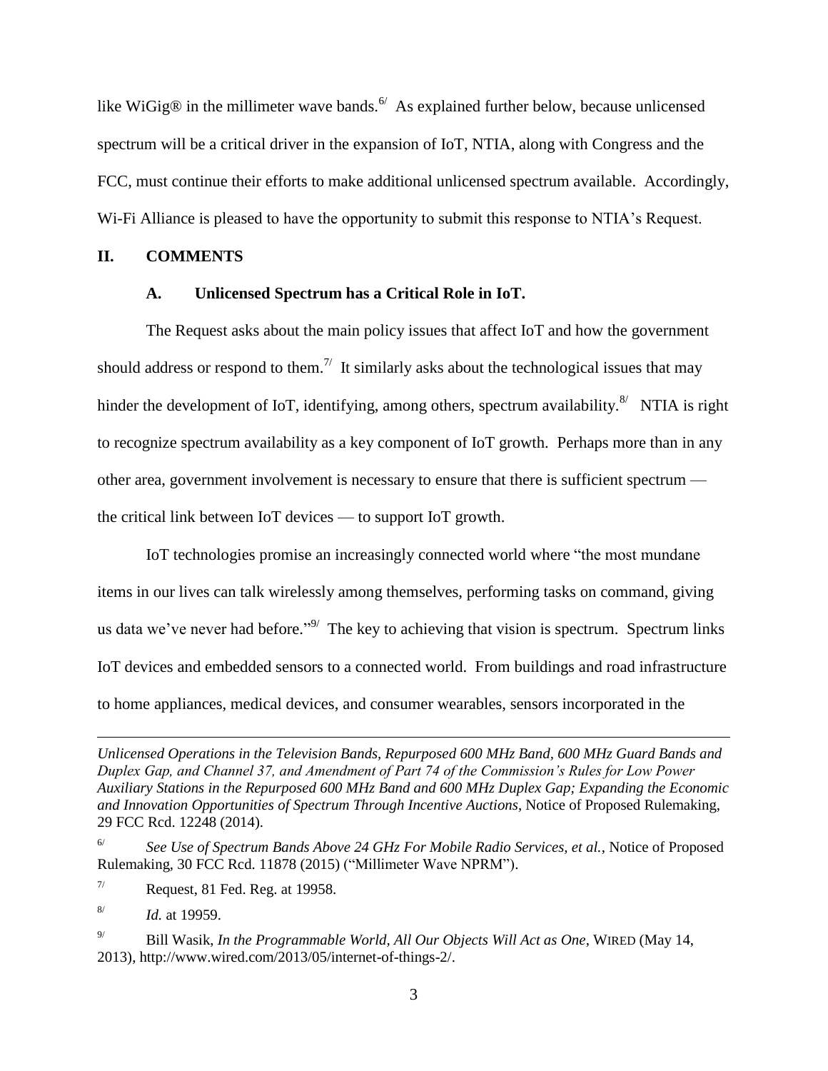like WiGig® in the millimeter wave bands.[6] As explained further below, because unlicensed spectrum will be a critical driver in the expansion of IoT, NTIA, along with Congress and the FCC, must continue their efforts to make additional unlicensed spectrum available. Accordingly, Wi-Fi Alliance is pleased to have the opportunity to submit this response to NTIA's Request.

## II. COMMENTS

### A. Unlicensed Spectrum has a Critical Role in IoT.

The Request asks about the main policy issues that affect IoT and how the government should address or respond to them.[7] It similarly asks about the technological issues that may hinder the development of IoT, identifying, among others, spectrum availability.[8] NTIA is right to recognize spectrum availability as a key component of IoT growth. Perhaps more than in any other area, government involvement is necessary to ensure that there is sufficient spectrum — the critical link between IoT devices — to support IoT growth.

IoT technologies promise an increasingly connected world where "the most mundane items in our lives can talk wirelessly among themselves, performing tasks on command, giving us data we've never had before."[9] The key to achieving that vision is spectrum. Spectrum links IoT devices and embedded sensors to a connected world. From buildings and road infrastructure to home appliances, medical devices, and consumer wearables, sensors incorporated in the

---

*Unlicensed Operations in the Television Bands, Repurposed 600 MHz Band, 600 MHz Guard Bands and Duplex Gap, and Channel 37, and Amendment of Part 74 of the Commission's Rules for Low Power Auxiliary Stations in the Repurposed 600 MHz Band and 600 MHz Duplex Gap; Expanding the Economic and Innovation Opportunities of Spectrum Through Incentive Auctions*, Notice of Proposed Rulemaking, 29 FCC Rcd. 12248 (2014).

[6] *See Use of Spectrum Bands Above 24 GHz For Mobile Radio Services, et al.*, Notice of Proposed Rulemaking, 30 FCC Rcd. 11878 (2015) ("Millimeter Wave NPRM").

[7] Request, 81 Fed. Reg. at 19958.

[8] *Id.* at 19959.

[9] Bill Wasik, *In the Programmable World, All Our Objects Will Act as One*, WIRED (May 14, 2013), http://www.wired.com/2013/05/internet-of-things-2/.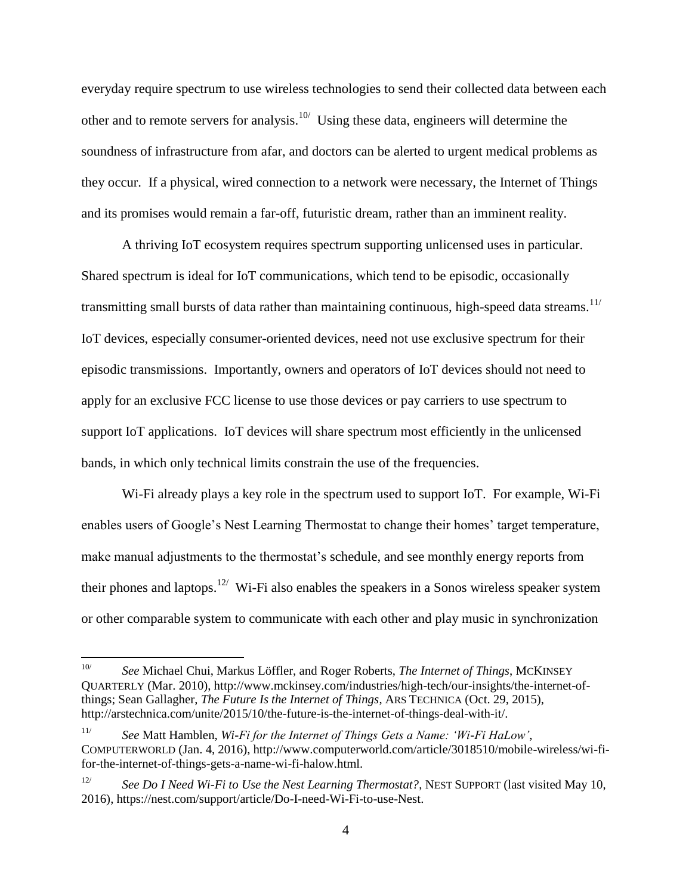everyday require spectrum to use wireless technologies to send their collected data between each other and to remote servers for analysis.[10/] Using these data, engineers will determine the soundness of infrastructure from afar, and doctors can be alerted to urgent medical problems as they occur. If a physical, wired connection to a network were necessary, the Internet of Things and its promises would remain a far-off, futuristic dream, rather than an imminent reality.

A thriving IoT ecosystem requires spectrum supporting unlicensed uses in particular. Shared spectrum is ideal for IoT communications, which tend to be episodic, occasionally transmitting small bursts of data rather than maintaining continuous, high-speed data streams.[11/] IoT devices, especially consumer-oriented devices, need not use exclusive spectrum for their episodic transmissions. Importantly, owners and operators of IoT devices should not need to apply for an exclusive FCC license to use those devices or pay carriers to use spectrum to support IoT applications. IoT devices will share spectrum most efficiently in the unlicensed bands, in which only technical limits constrain the use of the frequencies.

Wi-Fi already plays a key role in the spectrum used to support IoT. For example, Wi-Fi enables users of Google's Nest Learning Thermostat to change their homes' target temperature, make manual adjustments to the thermostat's schedule, and see monthly energy reports from their phones and laptops.[12/] Wi-Fi also enables the speakers in a Sonos wireless speaker system or other comparable system to communicate with each other and play music in synchronization

---

[10/] *See* Michael Chui, Markus Löffler, and Roger Roberts, *The Internet of Things*, MCKINSEY QUARTERLY (Mar. 2010), http://www.mckinsey.com/industries/high-tech/our-insights/the-internet-of-things; Sean Gallagher, *The Future Is the Internet of Things*, ARS TECHNICA (Oct. 29, 2015), http://arstechnica.com/unite/2015/10/the-future-is-the-internet-of-things-deal-with-it/.

[11/] *See* Matt Hamblen, *Wi-Fi for the Internet of Things Gets a Name: 'Wi-Fi HaLow'*, COMPUTERWORLD (Jan. 4, 2016), http://www.computerworld.com/article/3018510/mobile-wireless/wi-fi-for-the-internet-of-things-gets-a-name-wi-fi-halow.html.

[12/] *See Do I Need Wi-Fi to Use the Nest Learning Thermostat?*, NEST SUPPORT (last visited May 10, 2016), https://nest.com/support/article/Do-I-need-Wi-Fi-to-use-Nest.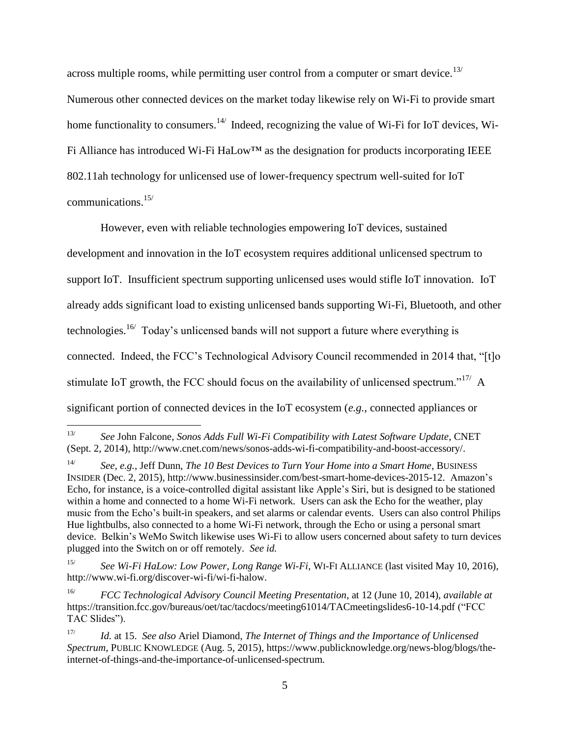across multiple rooms, while permitting user control from a computer or smart device.[13] Numerous other connected devices on the market today likewise rely on Wi-Fi to provide smart home functionality to consumers.[14] Indeed, recognizing the value of Wi-Fi for IoT devices, Wi-Fi Alliance has introduced Wi-Fi HaLow™ as the designation for products incorporating IEEE 802.11ah technology for unlicensed use of lower-frequency spectrum well-suited for IoT communications.[15]

However, even with reliable technologies empowering IoT devices, sustained development and innovation in the IoT ecosystem requires additional unlicensed spectrum to support IoT. Insufficient spectrum supporting unlicensed uses would stifle IoT innovation. IoT already adds significant load to existing unlicensed bands supporting Wi-Fi, Bluetooth, and other technologies.[16] Today's unlicensed bands will not support a future where everything is connected. Indeed, the FCC's Technological Advisory Council recommended in 2014 that, "[t]o stimulate IoT growth, the FCC should focus on the availability of unlicensed spectrum."[17] A significant portion of connected devices in the IoT ecosystem (*e.g.*, connected appliances or

---

[13] *See* John Falcone, *Sonos Adds Full Wi-Fi Compatibility with Latest Software Update*, CNET (Sept. 2, 2014), http://www.cnet.com/news/sonos-adds-wi-fi-compatibility-and-boost-accessory/.

[14] *See, e.g.*, Jeff Dunn, *The 10 Best Devices to Turn Your Home into a Smart Home*, BUSINESS INSIDER (Dec. 2, 2015), http://www.businessinsider.com/best-smart-home-devices-2015-12. Amazon's Echo, for instance, is a voice-controlled digital assistant like Apple's Siri, but is designed to be stationed within a home and connected to a home Wi-Fi network. Users can ask the Echo for the weather, play music from the Echo's built-in speakers, and set alarms or calendar events. Users can also control Philips Hue lightbulbs, also connected to a home Wi-Fi network, through the Echo or using a personal smart device. Belkin's WeMo Switch likewise uses Wi-Fi to allow users concerned about safety to turn devices plugged into the Switch on or off remotely. *See id.*

[15] *See Wi-Fi HaLow: Low Power, Long Range Wi-Fi*, WI-FI ALLIANCE (last visited May 10, 2016), http://www.wi-fi.org/discover-wi-fi/wi-fi-halow.

[16] *FCC Technological Advisory Council Meeting Presentation*, at 12 (June 10, 2014), *available at* https://transition.fcc.gov/bureaus/oet/tac/tacdocs/meeting61014/TACmeetingslides6-10-14.pdf ("FCC TAC Slides").

[17] *Id.* at 15. *See also* Ariel Diamond, *The Internet of Things and the Importance of Unlicensed Spectrum*, PUBLIC KNOWLEDGE (Aug. 5, 2015), https://www.publicknowledge.org/news-blog/blogs/the-internet-of-things-and-the-importance-of-unlicensed-spectrum.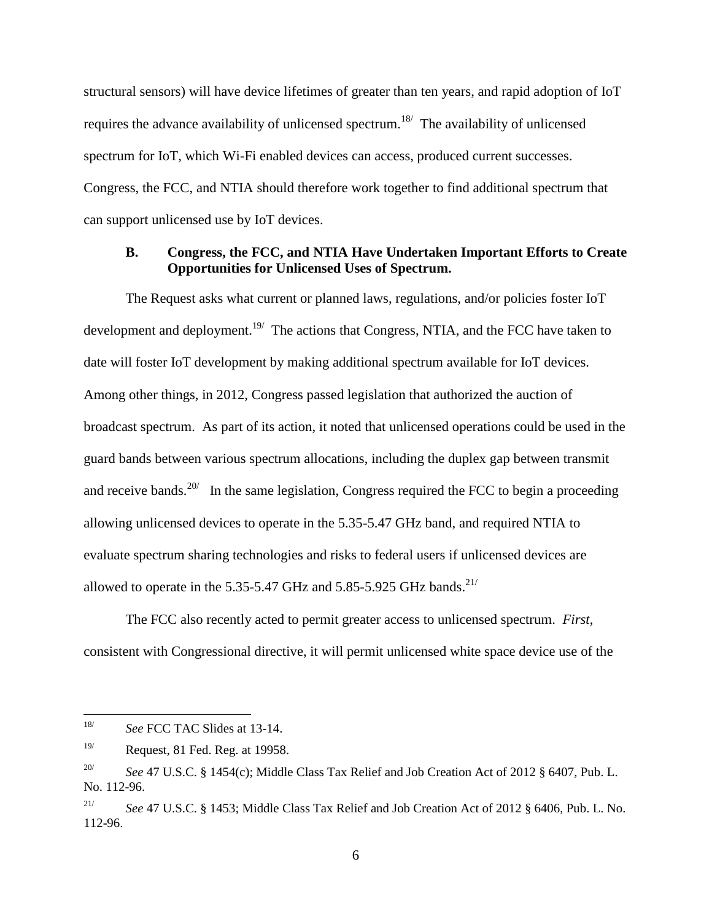structural sensors) will have device lifetimes of greater than ten years, and rapid adoption of IoT requires the advance availability of unlicensed spectrum.[18/] The availability of unlicensed spectrum for IoT, which Wi-Fi enabled devices can access, produced current successes. Congress, the FCC, and NTIA should therefore work together to find additional spectrum that can support unlicensed use by IoT devices.

### B. Congress, the FCC, and NTIA Have Undertaken Important Efforts to Create Opportunities for Unlicensed Uses of Spectrum.

The Request asks what current or planned laws, regulations, and/or policies foster IoT development and deployment.[19/] The actions that Congress, NTIA, and the FCC have taken to date will foster IoT development by making additional spectrum available for IoT devices. Among other things, in 2012, Congress passed legislation that authorized the auction of broadcast spectrum. As part of its action, it noted that unlicensed operations could be used in the guard bands between various spectrum allocations, including the duplex gap between transmit and receive bands.[20/] In the same legislation, Congress required the FCC to begin a proceeding allowing unlicensed devices to operate in the 5.35-5.47 GHz band, and required NTIA to evaluate spectrum sharing technologies and risks to federal users if unlicensed devices are allowed to operate in the 5.35-5.47 GHz and 5.85-5.925 GHz bands.[21/]

The FCC also recently acted to permit greater access to unlicensed spectrum. *First*, consistent with Congressional directive, it will permit unlicensed white space device use of the

---

[18/] *See* FCC TAC Slides at 13-14.

[19/] Request, 81 Fed. Reg. at 19958.

[20/] *See* 47 U.S.C. § 1454(c); Middle Class Tax Relief and Job Creation Act of 2012 § 6407, Pub. L. No. 112-96.

[21/] *See* 47 U.S.C. § 1453; Middle Class Tax Relief and Job Creation Act of 2012 § 6406, Pub. L. No. 112-96.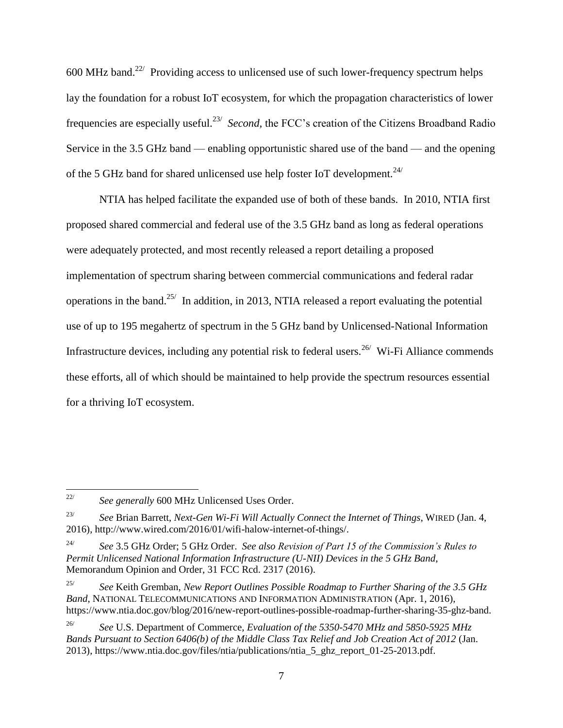600 MHz band.[22] Providing access to unlicensed use of such lower-frequency spectrum helps lay the foundation for a robust IoT ecosystem, for which the propagation characteristics of lower frequencies are especially useful.[23] *Second*, the FCC's creation of the Citizens Broadband Radio Service in the 3.5 GHz band — enabling opportunistic shared use of the band — and the opening of the 5 GHz band for shared unlicensed use help foster IoT development.[24]

NTIA has helped facilitate the expanded use of both of these bands. In 2010, NTIA first proposed shared commercial and federal use of the 3.5 GHz band as long as federal operations were adequately protected, and most recently released a report detailing a proposed implementation of spectrum sharing between commercial communications and federal radar operations in the band.[25] In addition, in 2013, NTIA released a report evaluating the potential use of up to 195 megahertz of spectrum in the 5 GHz band by Unlicensed-National Information Infrastructure devices, including any potential risk to federal users.[26] Wi-Fi Alliance commends these efforts, all of which should be maintained to help provide the spectrum resources essential for a thriving IoT ecosystem.

---

[22] *See generally* 600 MHz Unlicensed Uses Order.

[23] *See* Brian Barrett, *Next-Gen Wi-Fi Will Actually Connect the Internet of Things*, WIRED (Jan. 4, 2016), http://www.wired.com/2016/01/wifi-halow-internet-of-things/.

[24] *See* 3.5 GHz Order; 5 GHz Order. *See also Revision of Part 15 of the Commission's Rules to Permit Unlicensed National Information Infrastructure (U-NII) Devices in the 5 GHz Band*, Memorandum Opinion and Order, 31 FCC Rcd. 2317 (2016).

[25] *See* Keith Gremban, *New Report Outlines Possible Roadmap to Further Sharing of the 3.5 GHz Band*, NATIONAL TELECOMMUNICATIONS AND INFORMATION ADMINISTRATION (Apr. 1, 2016), https://www.ntia.doc.gov/blog/2016/new-report-outlines-possible-roadmap-further-sharing-35-ghz-band.

[26] *See* U.S. Department of Commerce, *Evaluation of the 5350-5470 MHz and 5850-5925 MHz Bands Pursuant to Section 6406(b) of the Middle Class Tax Relief and Job Creation Act of 2012* (Jan. 2013), https://www.ntia.doc.gov/files/ntia/publications/ntia_5_ghz_report_01-25-2013.pdf.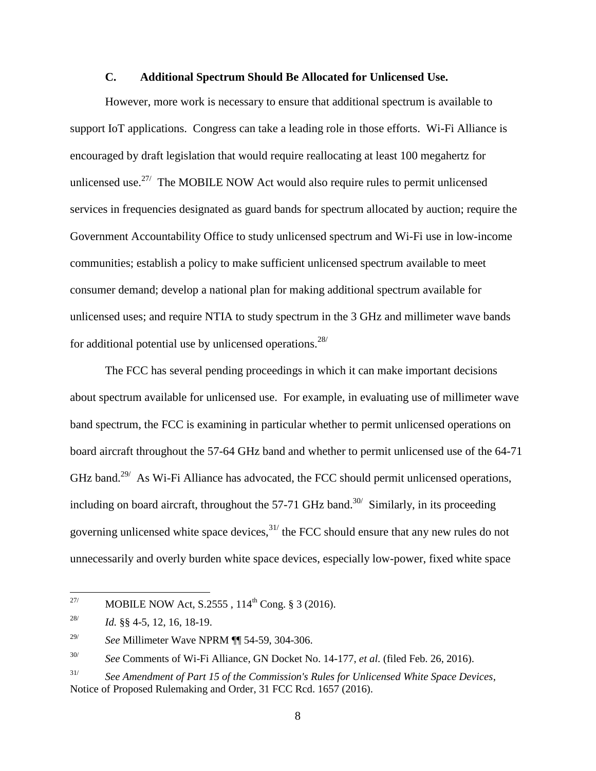### C. Additional Spectrum Should Be Allocated for Unlicensed Use.

However, more work is necessary to ensure that additional spectrum is available to support IoT applications. Congress can take a leading role in those efforts. Wi-Fi Alliance is encouraged by draft legislation that would require reallocating at least 100 megahertz for unlicensed use.[27/] The MOBILE NOW Act would also require rules to permit unlicensed services in frequencies designated as guard bands for spectrum allocated by auction; require the Government Accountability Office to study unlicensed spectrum and Wi-Fi use in low-income communities; establish a policy to make sufficient unlicensed spectrum available to meet consumer demand; develop a national plan for making additional spectrum available for unlicensed uses; and require NTIA to study spectrum in the 3 GHz and millimeter wave bands for additional potential use by unlicensed operations.[28/]

The FCC has several pending proceedings in which it can make important decisions about spectrum available for unlicensed use. For example, in evaluating use of millimeter wave band spectrum, the FCC is examining in particular whether to permit unlicensed operations on board aircraft throughout the 57-64 GHz band and whether to permit unlicensed use of the 64-71 GHz band.[29/] As Wi-Fi Alliance has advocated, the FCC should permit unlicensed operations, including on board aircraft, throughout the 57-71 GHz band.[30/] Similarly, in its proceeding governing unlicensed white space devices,[31/] the FCC should ensure that any new rules do not unnecessarily and overly burden white space devices, especially low-power, fixed white space

---

[27/] MOBILE NOW Act, S.2555 , 114th Cong. § 3 (2016).

[28/] *Id.* §§ 4-5, 12, 16, 18-19.

[29/] *See* Millimeter Wave NPRM ¶¶ 54-59, 304-306.

[30/] *See* Comments of Wi-Fi Alliance, GN Docket No. 14-177, *et al.* (filed Feb. 26, 2016).

[31/] *See Amendment of Part 15 of the Commission's Rules for Unlicensed White Space Devices*, Notice of Proposed Rulemaking and Order, 31 FCC Rcd. 1657 (2016).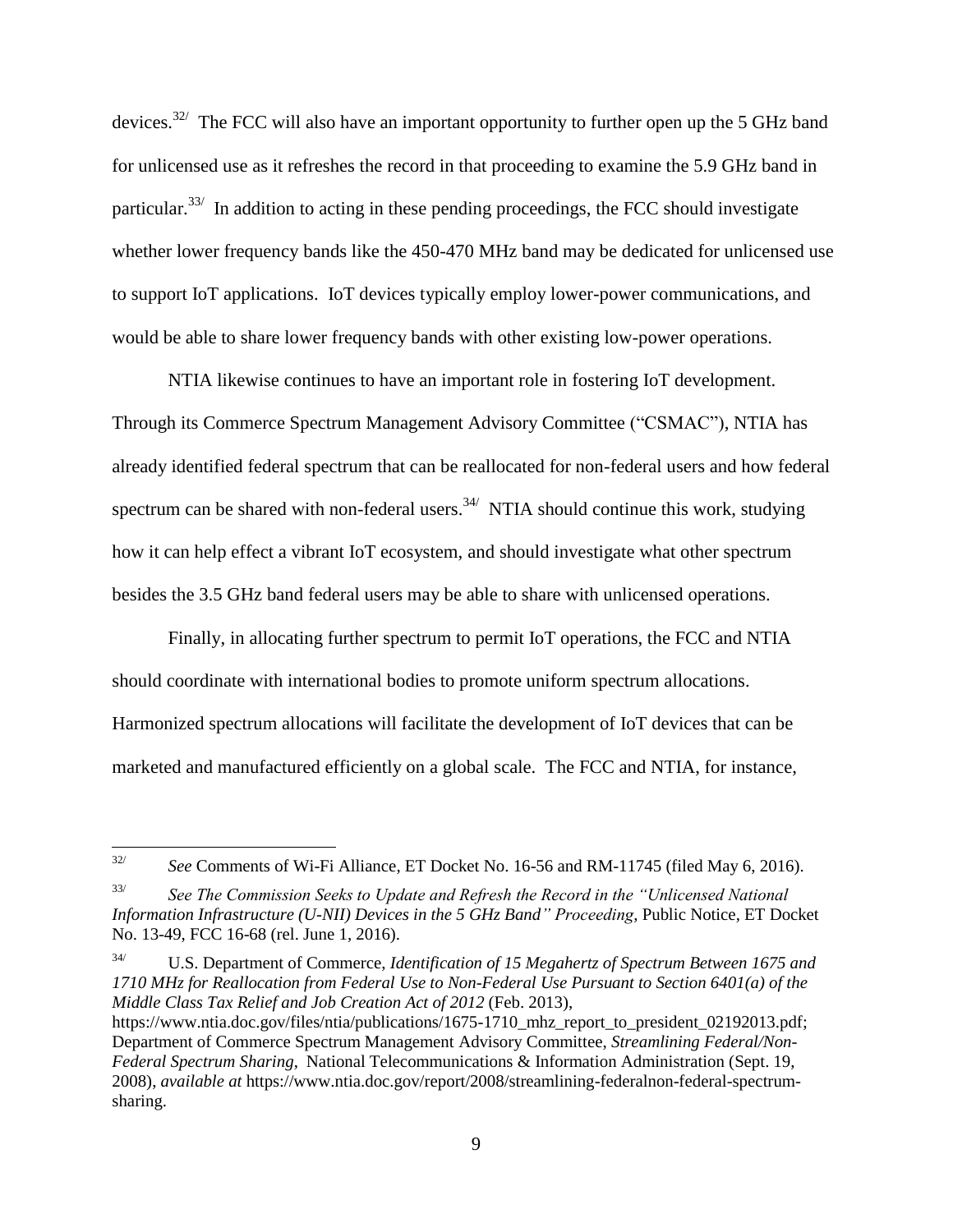devices.[32/] The FCC will also have an important opportunity to further open up the 5 GHz band for unlicensed use as it refreshes the record in that proceeding to examine the 5.9 GHz band in particular.[33/] In addition to acting in these pending proceedings, the FCC should investigate whether lower frequency bands like the 450-470 MHz band may be dedicated for unlicensed use to support IoT applications. IoT devices typically employ lower-power communications, and would be able to share lower frequency bands with other existing low-power operations.

NTIA likewise continues to have an important role in fostering IoT development. Through its Commerce Spectrum Management Advisory Committee ("CSMAC"), NTIA has already identified federal spectrum that can be reallocated for non-federal users and how federal spectrum can be shared with non-federal users.[34/] NTIA should continue this work, studying how it can help effect a vibrant IoT ecosystem, and should investigate what other spectrum besides the 3.5 GHz band federal users may be able to share with unlicensed operations.

Finally, in allocating further spectrum to permit IoT operations, the FCC and NTIA should coordinate with international bodies to promote uniform spectrum allocations. Harmonized spectrum allocations will facilitate the development of IoT devices that can be marketed and manufactured efficiently on a global scale. The FCC and NTIA, for instance,

---

[32/] *See* Comments of Wi-Fi Alliance, ET Docket No. 16-56 and RM-11745 (filed May 6, 2016).

[33/] *See The Commission Seeks to Update and Refresh the Record in the "Unlicensed National Information Infrastructure (U-NII) Devices in the 5 GHz Band" Proceeding*, Public Notice, ET Docket No. 13-49, FCC 16-68 (rel. June 1, 2016).

[34/] U.S. Department of Commerce, *Identification of 15 Megahertz of Spectrum Between 1675 and 1710 MHz for Reallocation from Federal Use to Non-Federal Use Pursuant to Section 6401(a) of the Middle Class Tax Relief and Job Creation Act of 2012* (Feb. 2013), https://www.ntia.doc.gov/files/ntia/publications/1675-1710_mhz_report_to_president_02192013.pdf; Department of Commerce Spectrum Management Advisory Committee, *Streamlining Federal/Non-Federal Spectrum Sharing*, National Telecommunications & Information Administration (Sept. 19, 2008), *available at* https://www.ntia.doc.gov/report/2008/streamlining-federalnon-federal-spectrum-sharing.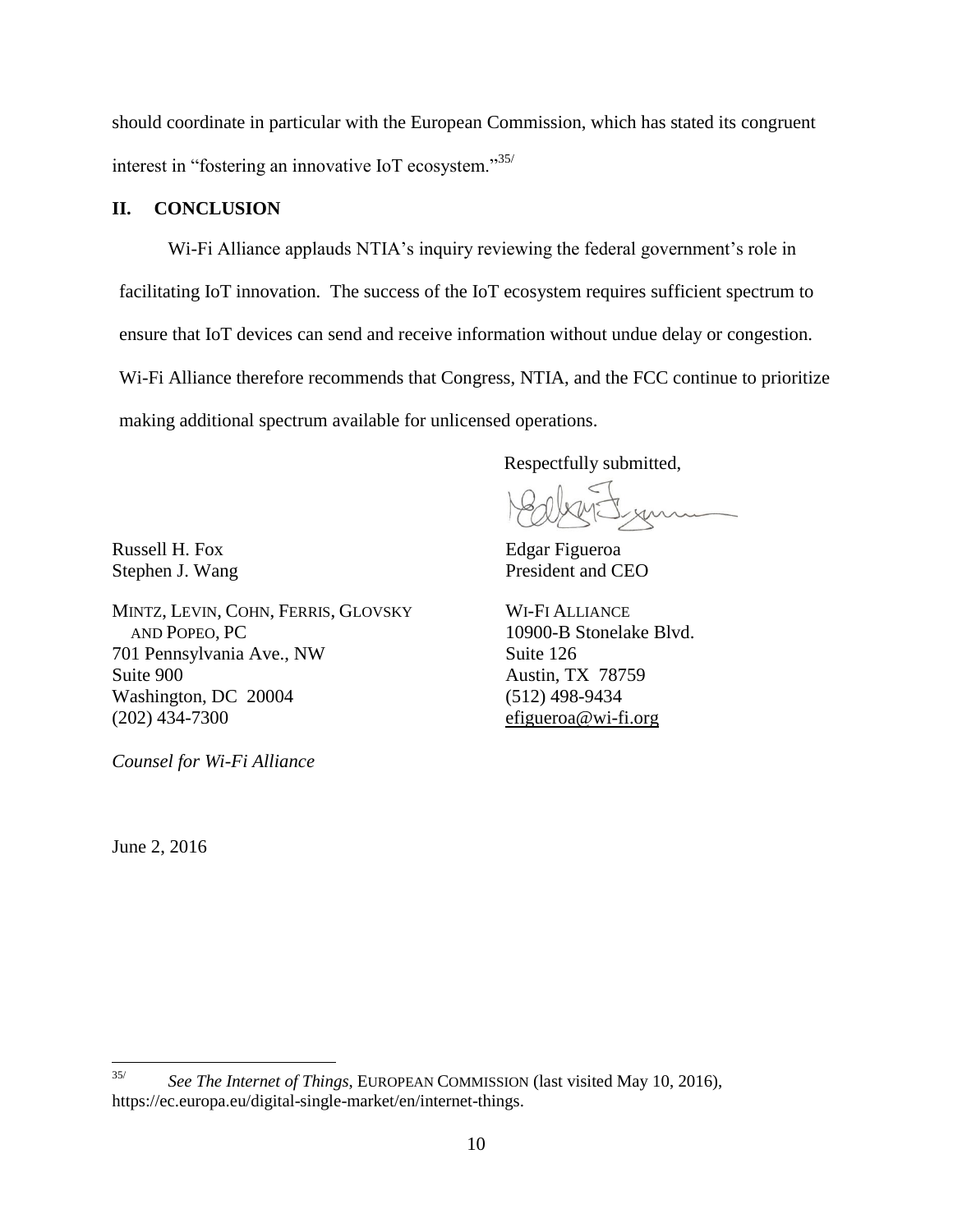should coordinate in particular with the European Commission, which has stated its congruent interest in "fostering an innovative IoT ecosystem."[35/]

## II. CONCLUSION

Wi-Fi Alliance applauds NTIA's inquiry reviewing the federal government's role in facilitating IoT innovation. The success of the IoT ecosystem requires sufficient spectrum to ensure that IoT devices can send and receive information without undue delay or congestion. Wi-Fi Alliance therefore recommends that Congress, NTIA, and the FCC continue to prioritize making additional spectrum available for unlicensed operations.

Respectfully submitted,

Edgar Figueroa
President and CEO

WI-FI ALLIANCE
10900-B Stonelake Blvd.
Suite 126
Austin, TX 78759
(512) 498-9434
efigueroa@wi-fi.org

Russell H. Fox
Stephen J. Wang

MINTZ, LEVIN, COHN, FERRIS, GLOVSKY AND POPEO, PC
701 Pennsylvania Ave., NW
Suite 900
Washington, DC 20004
(202) 434-7300

*Counsel for Wi-Fi Alliance*

June 2, 2016

---

[35/] *See The Internet of Things*, EUROPEAN COMMISSION (last visited May 10, 2016), https://ec.europa.eu/digital-single-market/en/internet-things.